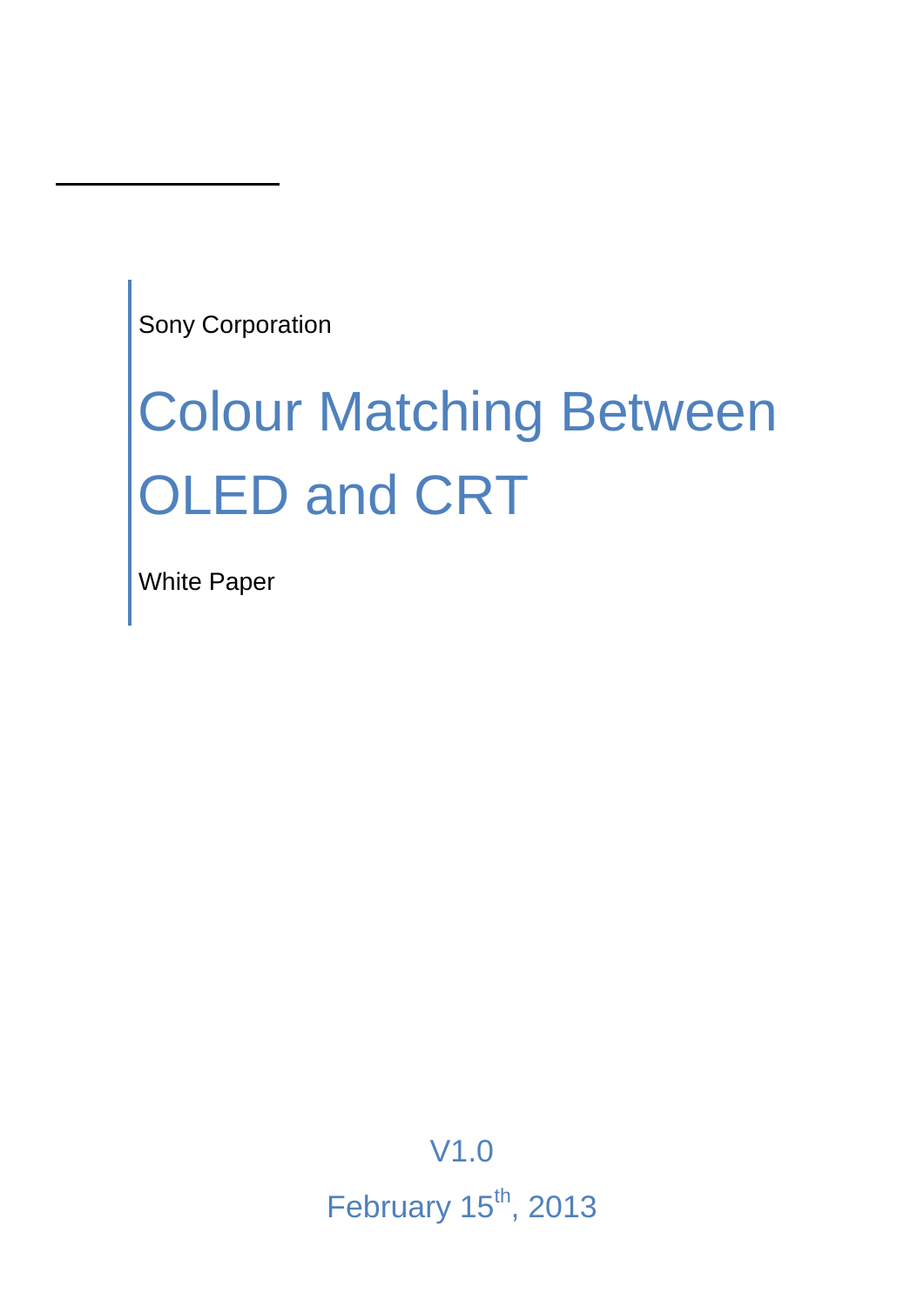Sony Corporation

# Colour Matching Between OLED and CRT

White Paper

V1.0

February 15th, 2013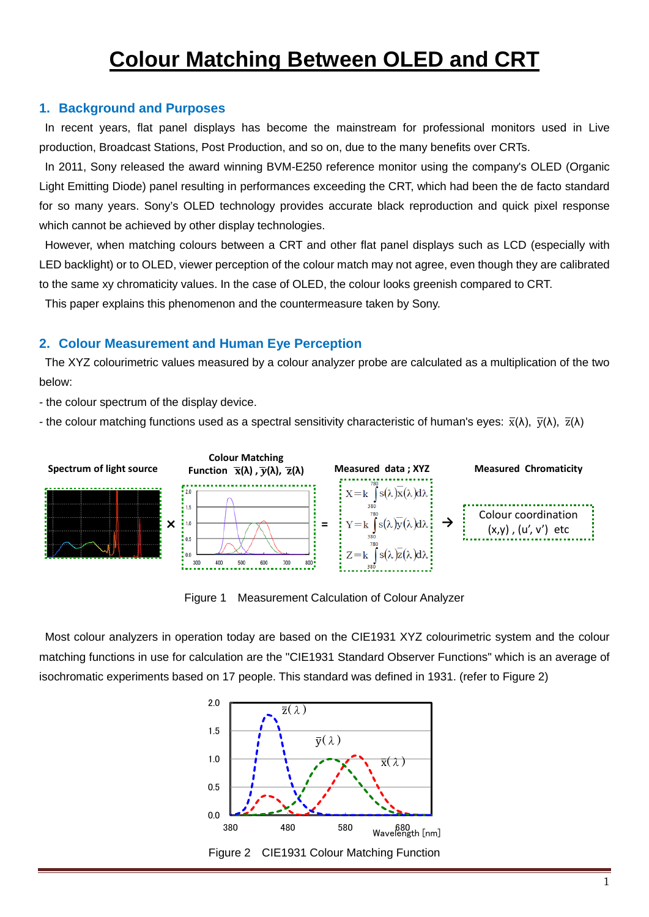# Colour Matching Between OLED and CRT

## 1. Background and Purposes

In recent years, flat panel displays has become the mainstream for professional monitors used in Live production, Broadcast Stations, Post Production, and so on, due to the many benefits over CRTs.

In 2011, Sony released the award winning BVM-E250 reference monitor using the company's OLED (Organic Light Emitting Diode) panel resulting in performances exceeding the CRT, which had been the de facto standard for so many years. Sony's OLED technology provides accurate black reproduction and quick pixel response which cannot be achieved by other display technologies.

However, when matching colours between a CRT and other flat panel displays such as LCD (especially with LED backlight) or to OLED, viewer perception of the colour match may not agree, even though they are calibrated to the same xy chromaticity values. In the case of OLED, the colour looks greenish compared to CRT.

This paper explains this phenomenon and the countermeasure taken by Sony.

## 2. Colour Measurement and Human Eye Perception

The XYZ colourimetric values measured by a colour analyzer probe are calculated as a multiplication of the two below:

- the colour spectrum of the display device.
- the colour matching functions used as a spectral sensitivity characteristic of human's eyes: $\bar{x}(\lambda)$, $\bar{y}(\lambda)$, $\bar{z}(\lambda)$

Spectrum of light source × Colour Matching Function $\bar{x}(\lambda)$, $\bar{y}(\lambda)$, $\bar{z}(\lambda)$ = Measured data ; XYZ → Measured Chromaticity

$$X = k \int_{380}^{780} s(\lambda)\bar{x}(\lambda)d\lambda$$

$$Y = k \int_{380}^{780} s(\lambda)\bar{y}(\lambda)d\lambda$$

$$Z = k \int_{380}^{780} s(\lambda)\bar{z}(\lambda)d\lambda$$

Colour coordination (x,y) , (u', v') etc

Figure 1 Measurement Calculation of Colour Analyzer

Most colour analyzers in operation today are based on the CIE1931 XYZ colourimetric system and the colour matching functions in use for calculation are the "CIE1931 Standard Observer Functions" which is an average of isochromatic experiments based on 17 people. This standard was defined in 1931. (refer to Figure 2)

Figure 2 CIE1931 Colour Matching Function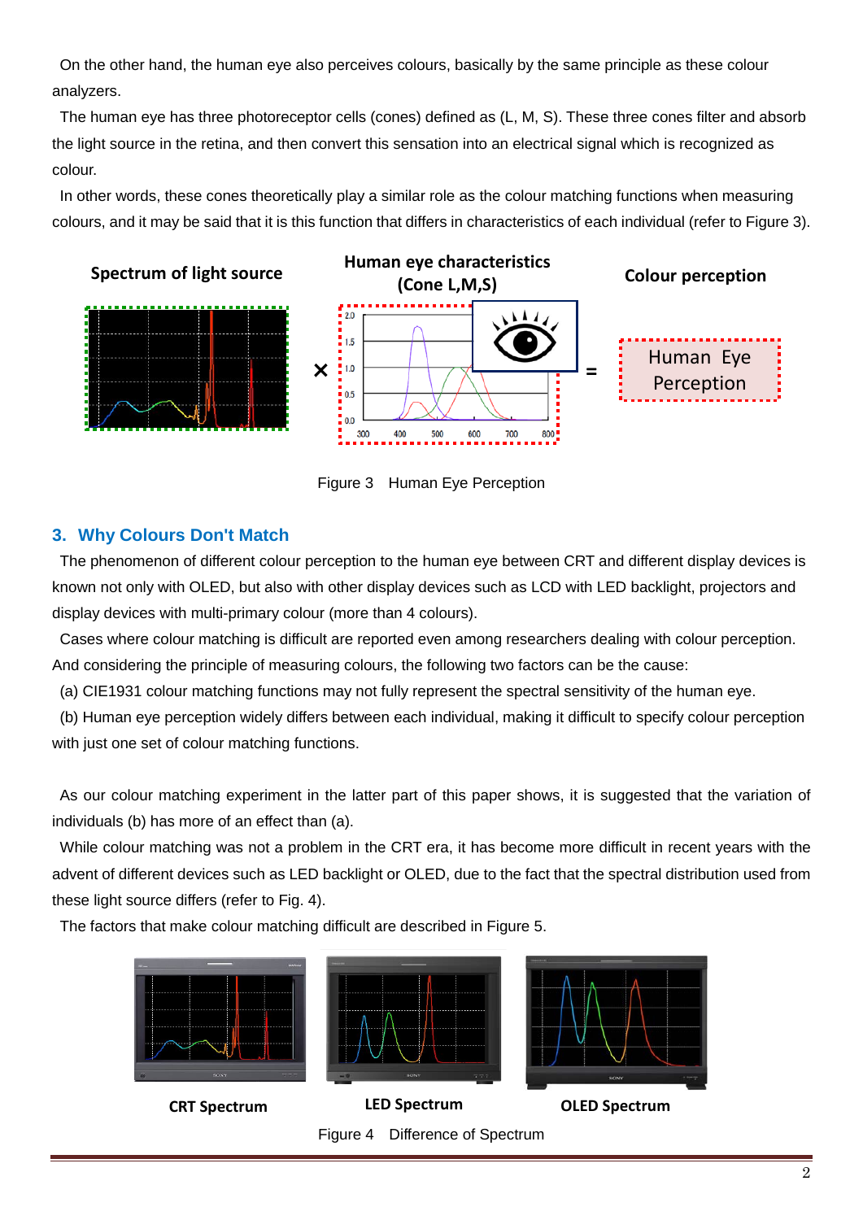On the other hand, the human eye also perceives colours, basically by the same principle as these colour analyzers.

The human eye has three photoreceptor cells (cones) defined as (L, M, S). These three cones filter and absorb the light source in the retina, and then convert this sensation into an electrical signal which is recognized as colour.

In other words, these cones theoretically play a similar role as the colour matching functions when measuring colours, and it may be said that it is this function that differs in characteristics of each individual (refer to Figure 3).

Figure 3 Human Eye Perception

## 3. Why Colours Don't Match

The phenomenon of different colour perception to the human eye between CRT and different display devices is known not only with OLED, but also with other display devices such as LCD with LED backlight, projectors and display devices with multi-primary colour (more than 4 colours).

Cases where colour matching is difficult are reported even among researchers dealing with colour perception. And considering the principle of measuring colours, the following two factors can be the cause:

(a) CIE1931 colour matching functions may not fully represent the spectral sensitivity of the human eye.

(b) Human eye perception widely differs between each individual, making it difficult to specify colour perception with just one set of colour matching functions.

As our colour matching experiment in the latter part of this paper shows, it is suggested that the variation of individuals (b) has more of an effect than (a).

While colour matching was not a problem in the CRT era, it has become more difficult in recent years with the advent of different devices such as LED backlight or OLED, due to the fact that the spectral distribution used from these light source differs (refer to Fig. 4).

The factors that make colour matching difficult are described in Figure 5.

Figure 4 Difference of Spectrum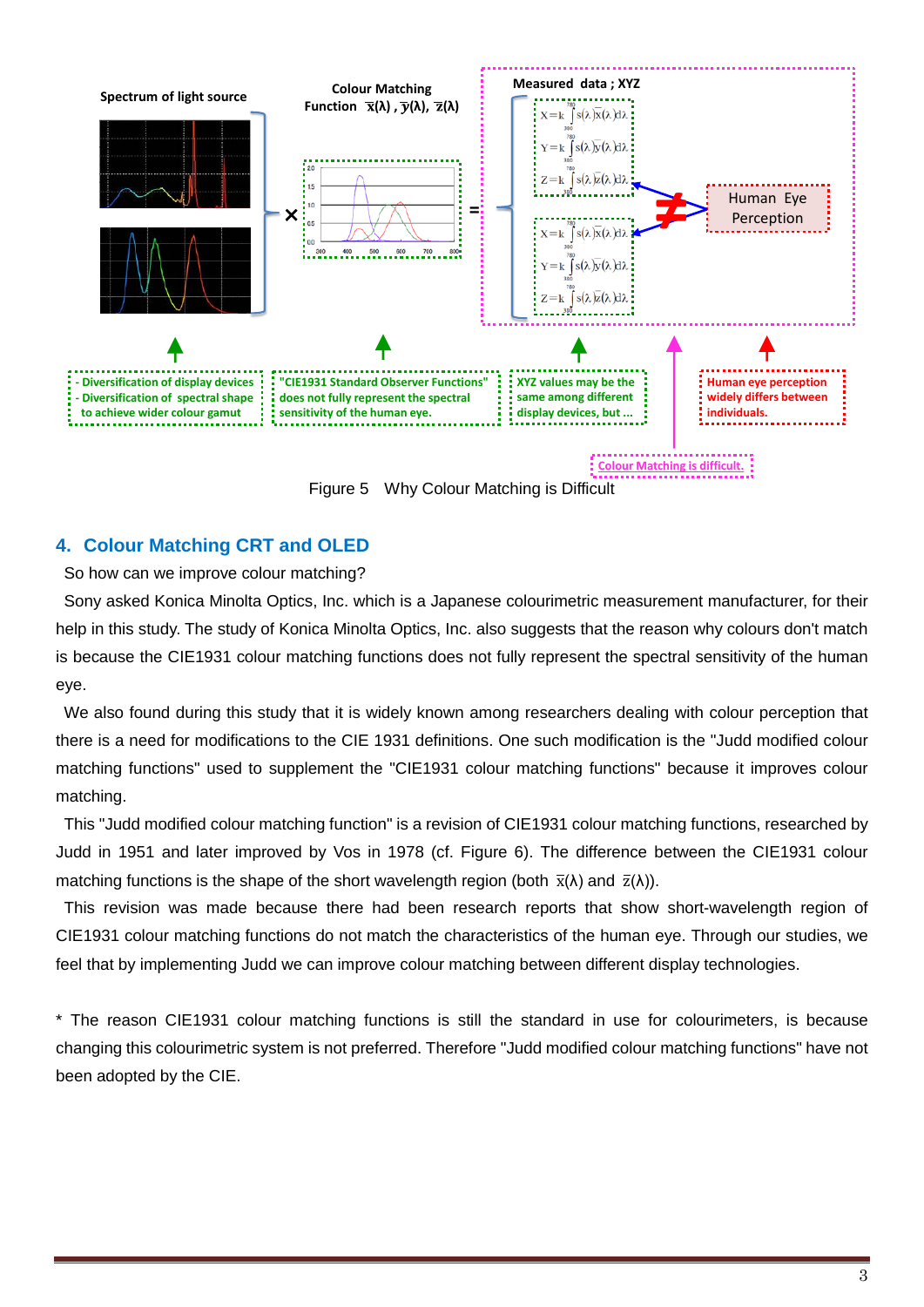Figure 5 Why Colour Matching is Difficult

## 4. Colour Matching CRT and OLED

So how can we improve colour matching?

Sony asked Konica Minolta Optics, Inc. which is a Japanese colourimetric measurement manufacturer, for their help in this study. The study of Konica Minolta Optics, Inc. also suggests that the reason why colours don't match is because the CIE1931 colour matching functions does not fully represent the spectral sensitivity of the human eye.

We also found during this study that it is widely known among researchers dealing with colour perception that there is a need for modifications to the CIE 1931 definitions. One such modification is the "Judd modified colour matching functions" used to supplement the "CIE1931 colour matching functions" because it improves colour matching.

This "Judd modified colour matching function" is a revision of CIE1931 colour matching functions, researched by Judd in 1951 and later improved by Vos in 1978 (cf. Figure 6). The difference between the CIE1931 colour matching functions is the shape of the short wavelength region (both $\bar{x}(\lambda)$ and $\bar{z}(\lambda)$).

This revision was made because there had been research reports that show short-wavelength region of CIE1931 colour matching functions do not match the characteristics of the human eye. Through our studies, we feel that by implementing Judd we can improve colour matching between different display technologies.

* The reason CIE1931 colour matching functions is still the standard in use for colourimeters, is because changing this colourimetric system is not preferred. Therefore "Judd modified colour matching functions" have not been adopted by the CIE.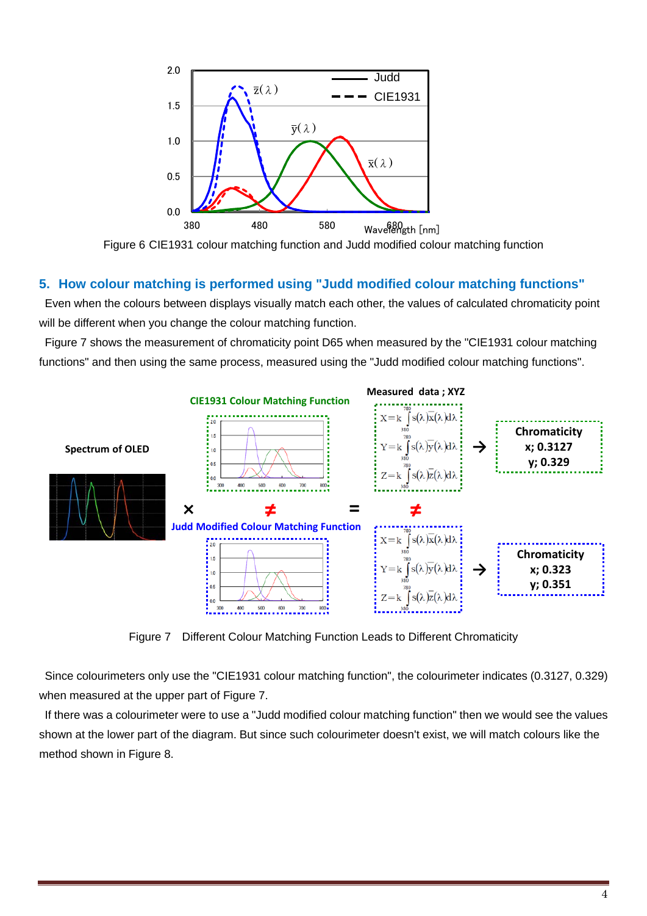Figure 6 CIE1931 colour matching function and Judd modified colour matching function

## 5. How colour matching is performed using "Judd modified colour matching functions"

Even when the colours between displays visually match each other, the values of calculated chromaticity point will be different when you change the colour matching function.

Figure 7 shows the measurement of chromaticity point D65 when measured by the "CIE1931 colour matching functions" and then using the same process, measured using the "Judd modified colour matching functions".

Figure 7　Different Colour Matching Function Leads to Different Chromaticity

Since colourimeters only use the "CIE1931 colour matching function", the colourimeter indicates (0.3127, 0.329) when measured at the upper part of Figure 7.

If there was a colourimeter were to use a "Judd modified colour matching function" then we would see the values shown at the lower part of the diagram. But since such colourimeter doesn't exist, we will match colours like the method shown in Figure 8.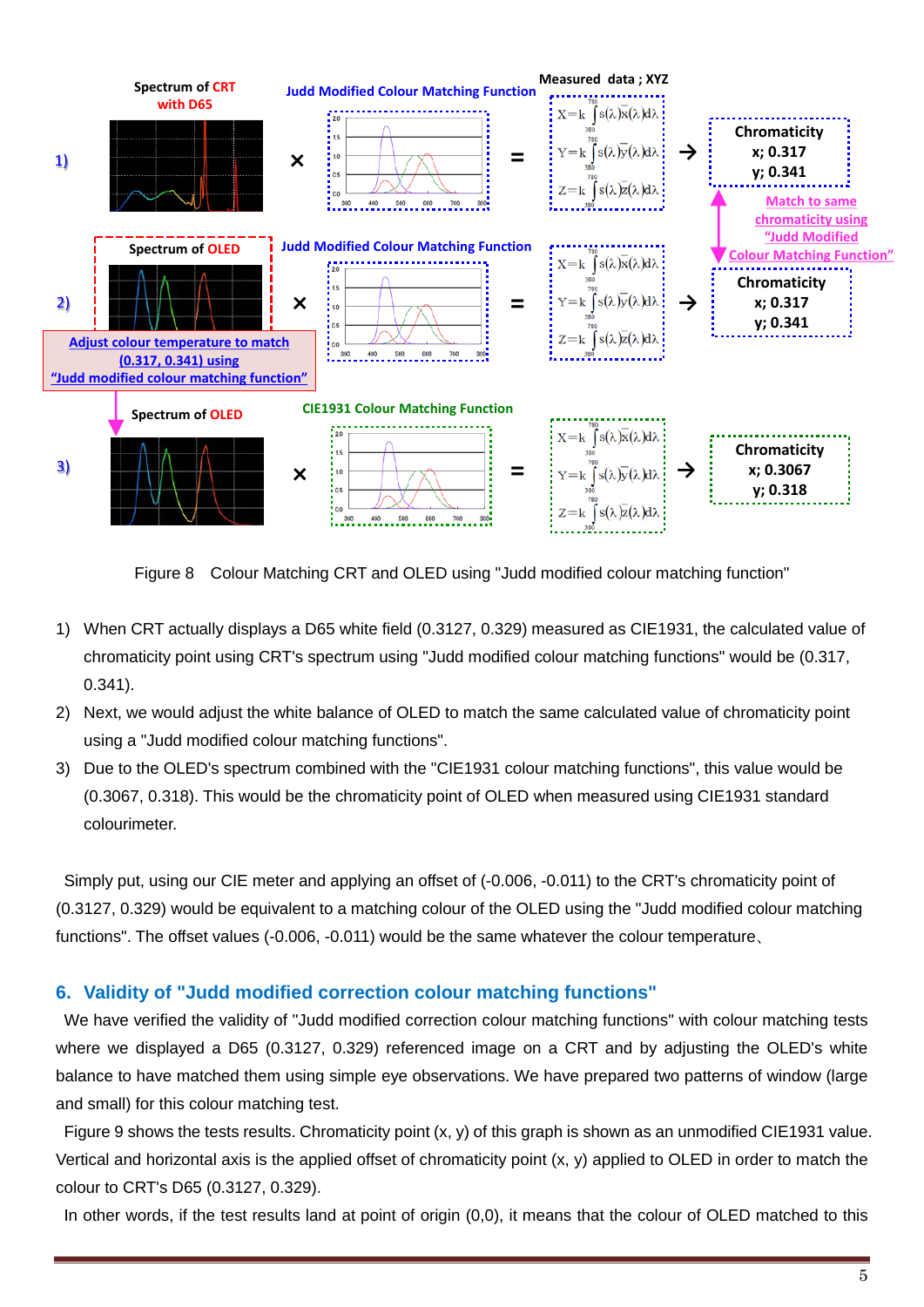Figure 8 Colour Matching CRT and OLED using "Judd modified colour matching function"

1) When CRT actually displays a D65 white field (0.3127, 0.329) measured as CIE1931, the calculated value of chromaticity point using CRT's spectrum using "Judd modified colour matching functions" would be (0.317, 0.341).
2) Next, we would adjust the white balance of OLED to match the same calculated value of chromaticity point using a "Judd modified colour matching functions".
3) Due to the OLED's spectrum combined with the "CIE1931 colour matching functions", this value would be (0.3067, 0.318). This would be the chromaticity point of OLED when measured using CIE1931 standard colourimeter.

Simply put, using our CIE meter and applying an offset of (-0.006, -0.011) to the CRT's chromaticity point of (0.3127, 0.329) would be equivalent to a matching colour of the OLED using the "Judd modified colour matching functions". The offset values (-0.006, -0.011) would be the same whatever the colour temperature、

## 6. Validity of "Judd modified correction colour matching functions"

We have verified the validity of "Judd modified correction colour matching functions" with colour matching tests where we displayed a D65 (0.3127, 0.329) referenced image on a CRT and by adjusting the OLED's white balance to have matched them using simple eye observations. We have prepared two patterns of window (large and small) for this colour matching test.

Figure 9 shows the tests results. Chromaticity point (x, y) of this graph is shown as an unmodified CIE1931 value. Vertical and horizontal axis is the applied offset of chromaticity point (x, y) applied to OLED in order to match the colour to CRT's D65 (0.3127, 0.329).

In other words, if the test results land at point of origin (0,0), it means that the colour of OLED matched to this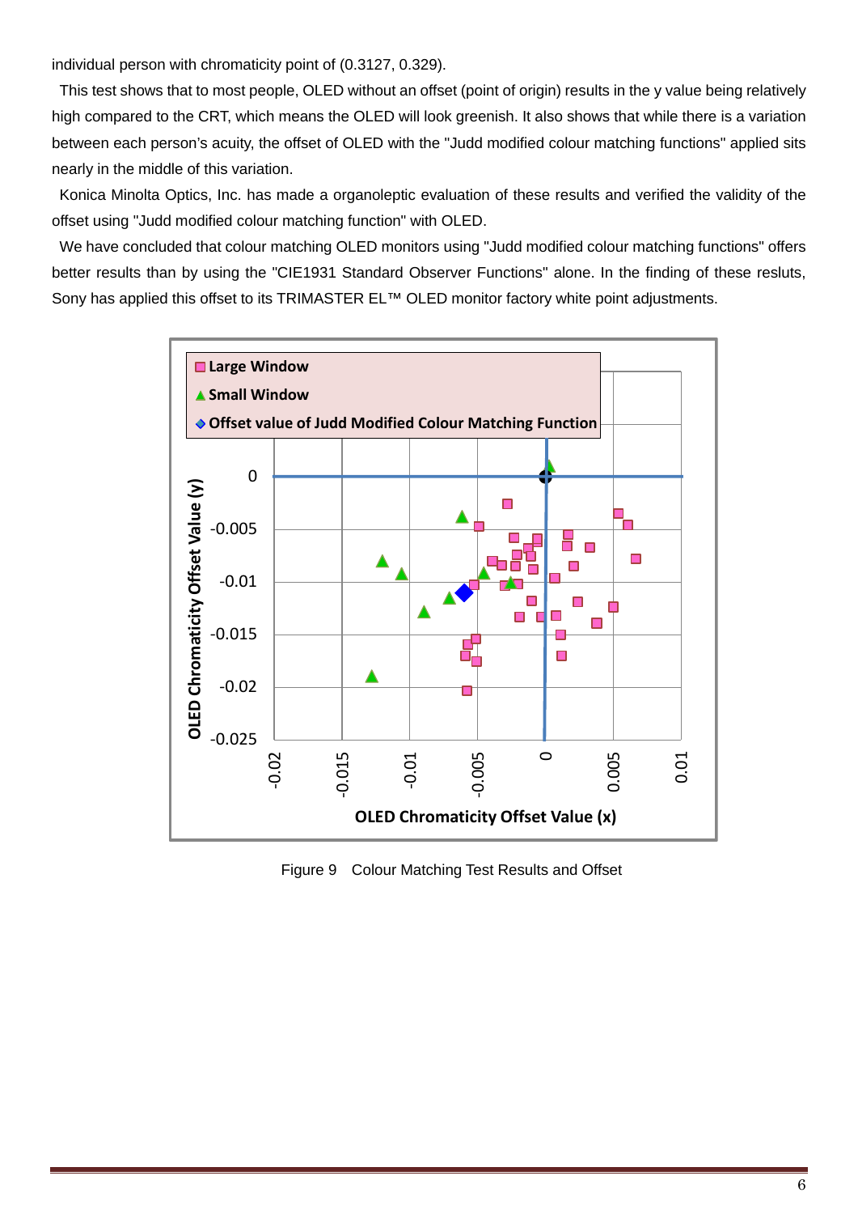individual person with chromaticity point of (0.3127, 0.329).

This test shows that to most people, OLED without an offset (point of origin) results in the y value being relatively high compared to the CRT, which means the OLED will look greenish. It also shows that while there is a variation between each person's acuity, the offset of OLED with the "Judd modified colour matching functions" applied sits nearly in the middle of this variation.

Konica Minolta Optics, Inc. has made a organoleptic evaluation of these results and verified the validity of the offset using "Judd modified colour matching function" with OLED.

We have concluded that colour matching OLED monitors using "Judd modified colour matching functions" offers better results than by using the "CIE1931 Standard Observer Functions" alone. In the finding of these resluts, Sony has applied this offset to its TRIMASTER EL™ OLED monitor factory white point adjustments.

Figure 9 Colour Matching Test Results and Offset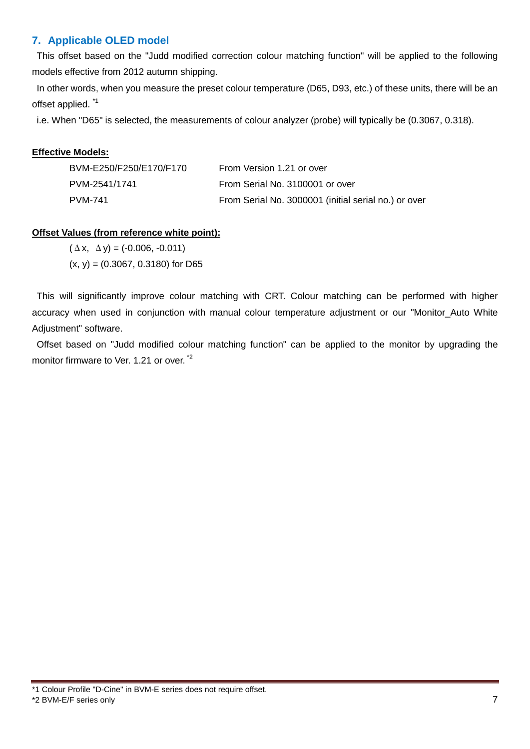## 7. Applicable OLED model

This offset based on the "Judd modified correction colour matching function" will be applied to the following models effective from 2012 autumn shipping.

In other words, when you measure the preset colour temperature (D65, D93, etc.) of these units, there will be an offset applied. [*1]

i.e. When "D65" is selected, the measurements of colour analyzer (probe) will typically be (0.3067, 0.318).

**Effective Models:**

| | |
|---|---|
| BVM-E250/F250/E170/F170 | From Version 1.21 or over |
| PVM-2541/1741 | From Serial No. 3100001 or over |
| PVM-741 | From Serial No. 3000001 (initial serial no.) or over |

**Offset Values (from reference white point):**

$(\Delta x, \Delta y) = (-0.006, -0.011)$

$(x, y) = (0.3067, 0.3180)$ for D65

This will significantly improve colour matching with CRT. Colour matching can be performed with higher accuracy when used in conjunction with manual colour temperature adjustment or our "Monitor_Auto White Adjustment" software.

Offset based on "Judd modified colour matching function" can be applied to the monitor by upgrading the monitor firmware to Ver. 1.21 or over. [*2]

*1 Colour Profile "D-Cine" in BVM-E series does not require offset.
*2 BVM-E/F series only